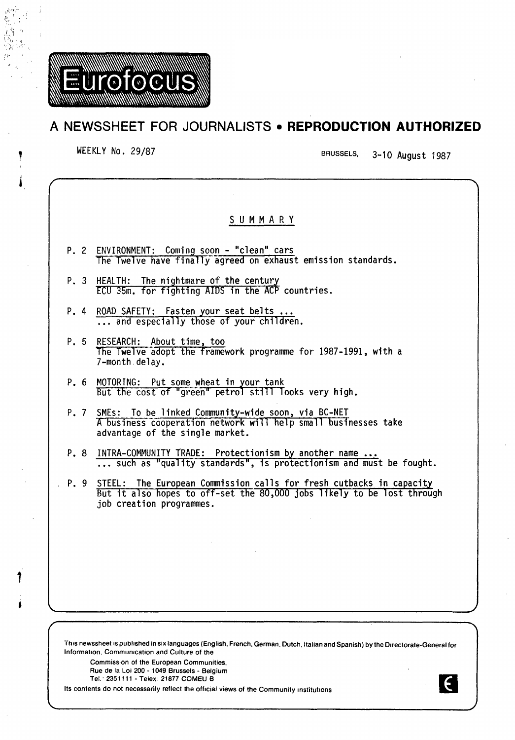# Eurofocus

## A NEWSSHEET FOR JOURNALISTS • REPRODUCTION AUTHORIZED

WEEKLY No. 29/87

BRUSSELS, 3-10 August 1987

### SUMMARY

P. 2 ENVIRONMENT: Coming soon - "clean" cars
The Twelve have finally agreed on exhaust emission standards.

P. 3 HEALTH: The nightmare of the century
ECU 35m. for fighting AIDS in the ACP countries.

P. 4 ROAD SAFETY: Fasten your seat belts ...
... and especially those of your children.

P. 5 RESEARCH: About time, too
The Twelve adopt the framework programme for 1987-1991, with a 7-month delay.

P. 6 MOTORING: Put some wheat in your tank
But the cost of "green" petrol still looks very high.

P. 7 SMEs: To be linked Community-wide soon, via BC-NET
A business cooperation network will help small businesses take advantage of the single market.

P. 8 INTRA-COMMUNITY TRADE: Protectionism by another name ...
... such as "quality standards", is protectionism and must be fought.

P. 9 STEEL: The European Commission calls for fresh cutbacks in capacity
But it also hopes to off-set the 80,000 jobs likely to be lost through job creation programmes.

This newssheet is published in six languages (English, French, German, Dutch, Italian and Spanish) by the Directorate-General for Information, Communication and Culture of the

Commission of the European Communities,
Rue de la Loi 200 - 1049 Brussels - Belgium
Tel.: 2351111 - Telex: 21877 COMEU B

Its contents do not necessarily reflect the official views of the Community institutions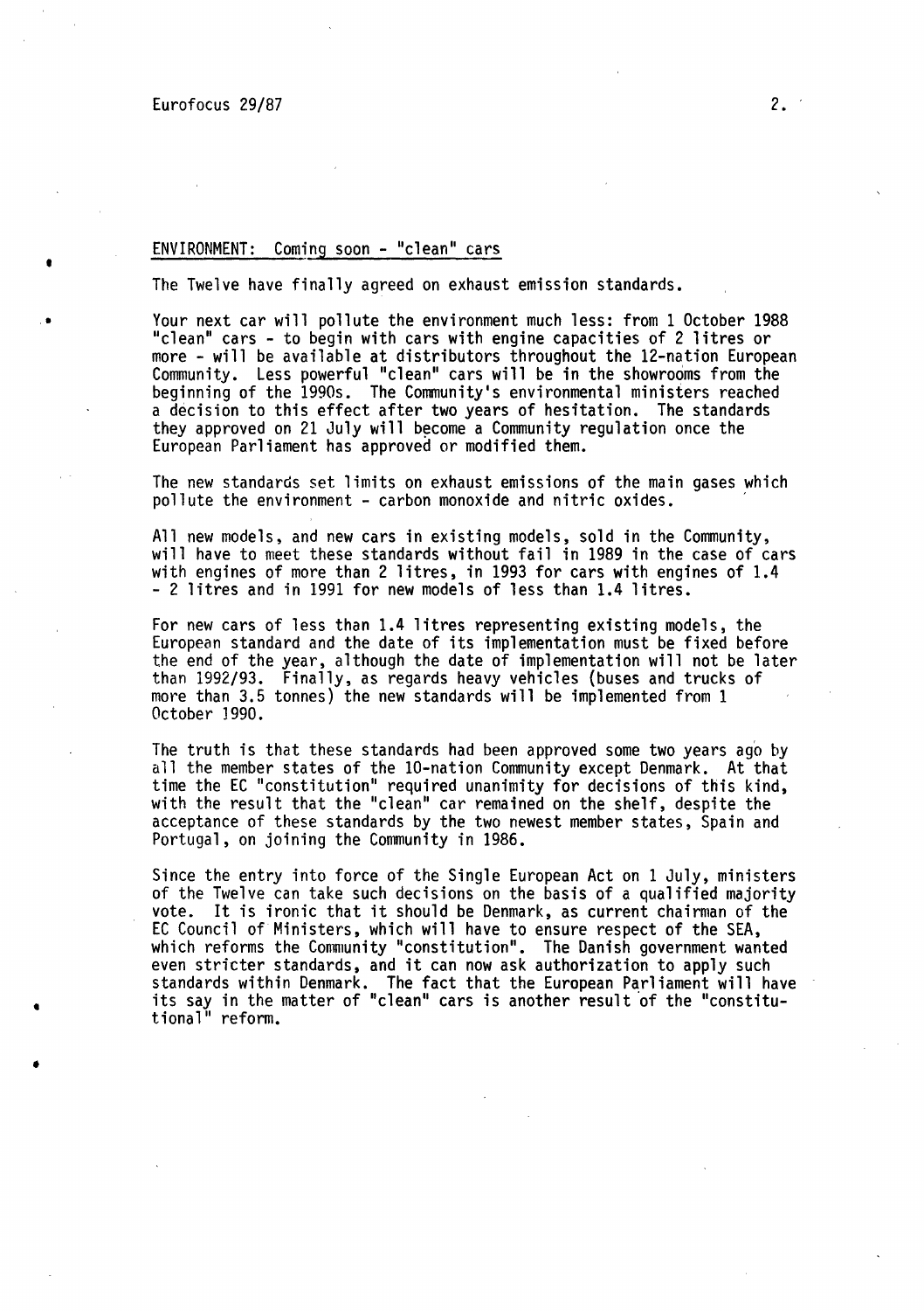## ENVIRONMENT: Coming soon - "clean" cars

The Twelve have finally agreed on exhaust emission standards.

Your next car will pollute the environment much less: from 1 October 1988 "clean" cars - to begin with cars with engine capacities of 2 litres or more - will be available at distributors throughout the 12-nation European Community. Less powerful "clean" cars will be in the showrooms from the beginning of the 1990s. The Community's environmental ministers reached a decision to this effect after two years of hesitation. The standards they approved on 21 July will become a Community regulation once the European Parliament has approved or modified them.

The new standards set limits on exhaust emissions of the main gases which pollute the environment - carbon monoxide and nitric oxides.

All new models, and new cars in existing models, sold in the Community, will have to meet these standards without fail in 1989 in the case of cars with engines of more than 2 litres, in 1993 for cars with engines of 1.4 - 2 litres and in 1991 for new models of less than 1.4 litres.

For new cars of less than 1.4 litres representing existing models, the European standard and the date of its implementation must be fixed before the end of the year, although the date of implementation will not be later than 1992/93. Finally, as regards heavy vehicles (buses and trucks of more than 3.5 tonnes) the new standards will be implemented from 1 October 1990.

The truth is that these standards had been approved some two years ago by all the member states of the 10-nation Community except Denmark. At that time the EC "constitution" required unanimity for decisions of this kind, with the result that the "clean" car remained on the shelf, despite the acceptance of these standards by the two newest member states, Spain and Portugal, on joining the Community in 1986.

Since the entry into force of the Single European Act on 1 July, ministers of the Twelve can take such decisions on the basis of a qualified majority vote. It is ironic that it should be Denmark, as current chairman of the EC Council of Ministers, which will have to ensure respect of the SEA, which reforms the Community "constitution". The Danish government wanted even stricter standards, and it can now ask authorization to apply such standards within Denmark. The fact that the European Parliament will have its say in the matter of "clean" cars is another result of the "constitutional" reform.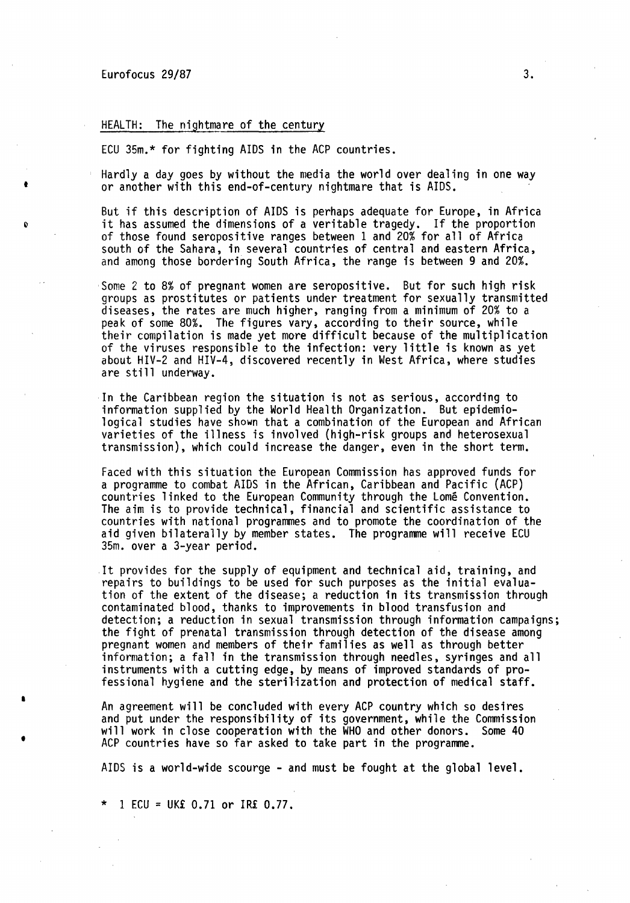## HEALTH: The nightmare of the century

ECU 35m.* for fighting AIDS in the ACP countries.

Hardly a day goes by without the media the world over dealing in one way or another with this end-of-century nightmare that is AIDS.

But if this description of AIDS is perhaps adequate for Europe, in Africa it has assumed the dimensions of a veritable tragedy. If the proportion of those found seropositive ranges between 1 and 20% for all of Africa south of the Sahara, in several countries of central and eastern Africa, and among those bordering South Africa, the range is between 9 and 20%.

Some 2 to 8% of pregnant women are seropositive. But for such high risk groups as prostitutes or patients under treatment for sexually transmitted diseases, the rates are much higher, ranging from a minimum of 20% to a peak of some 80%. The figures vary, according to their source, while their compilation is made yet more difficult because of the multiplication of the viruses responsible to the infection: very little is known as yet about HIV-2 and HIV-4, discovered recently in West Africa, where studies are still underway.

In the Caribbean region the situation is not as serious, according to information supplied by the World Health Organization. But epidemiological studies have shown that a combination of the European and African varieties of the illness is involved (high-risk groups and heterosexual transmission), which could increase the danger, even in the short term.

Faced with this situation the European Commission has approved funds for a programme to combat AIDS in the African, Caribbean and Pacific (ACP) countries linked to the European Community through the Lomé Convention. The aim is to provide technical, financial and scientific assistance to countries with national programmes and to promote the coordination of the aid given bilaterally by member states. The programme will receive ECU 35m. over a 3-year period.

It provides for the supply of equipment and technical aid, training, and repairs to buildings to be used for such purposes as the initial evaluation of the extent of the disease; a reduction in its transmission through contaminated blood, thanks to improvements in blood transfusion and detection; a reduction in sexual transmission through information campaigns; the fight of prenatal transmission through detection of the disease among pregnant women and members of their families as well as through better information; a fall in the transmission through needles, syringes and all instruments with a cutting edge, by means of improved standards of professional hygiene and the sterilization and protection of medical staff.

An agreement will be concluded with every ACP country which so desires and put under the responsibility of its government, while the Commission will work in close cooperation with the WHO and other donors. Some 40 ACP countries have so far asked to take part in the programme.

AIDS is a world-wide scourge - and must be fought at the global level.

\* 1 ECU = UK£ 0.71 or IR£ 0.77.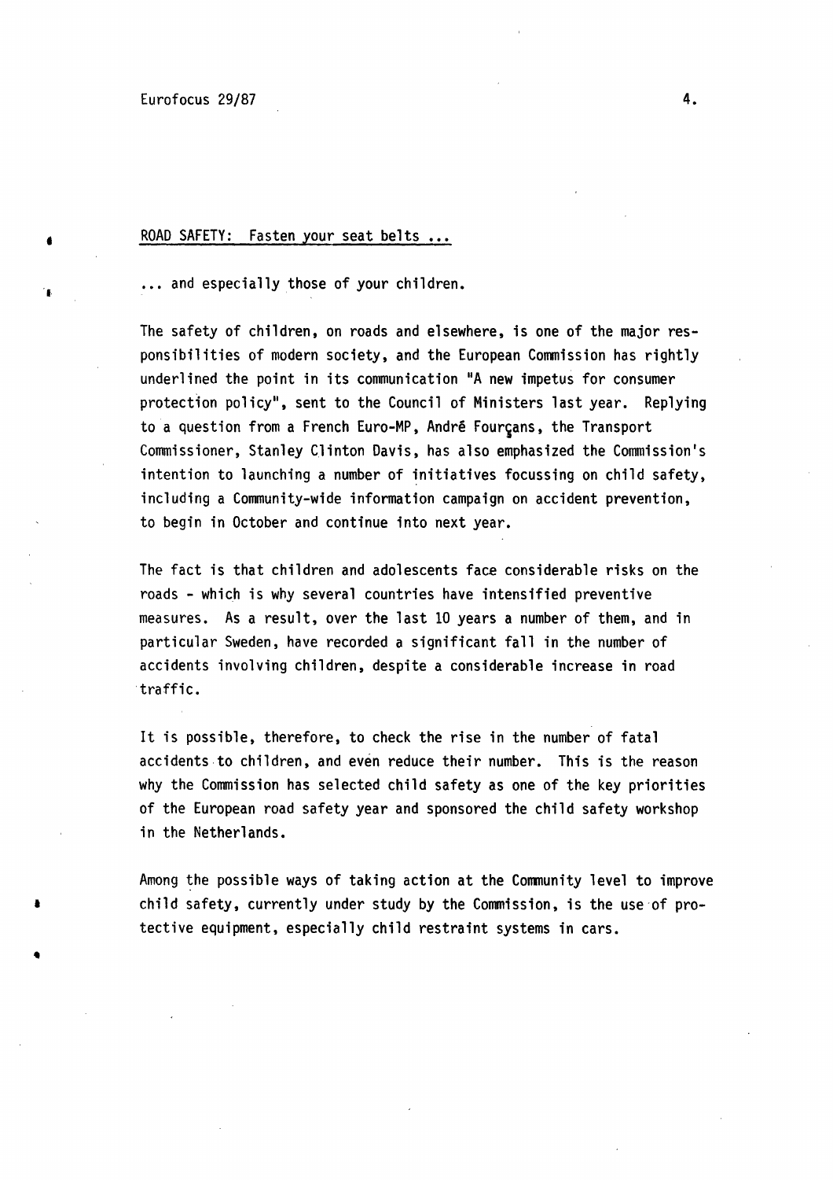## ROAD SAFETY: Fasten your seat belts ...

... and especially those of your children.

The safety of children, on roads and elsewhere, is one of the major responsibilities of modern society, and the European Commission has rightly underlined the point in its communication "A new impetus for consumer protection policy", sent to the Council of Ministers last year. Replying to a question from a French Euro-MP, André Fourçans, the Transport Commissioner, Stanley Clinton Davis, has also emphasized the Commission's intention to launching a number of initiatives focussing on child safety, including a Community-wide information campaign on accident prevention, to begin in October and continue into next year.

The fact is that children and adolescents face considerable risks on the roads - which is why several countries have intensified preventive measures. As a result, over the last 10 years a number of them, and in particular Sweden, have recorded a significant fall in the number of accidents involving children, despite a considerable increase in road traffic.

It is possible, therefore, to check the rise in the number of fatal accidents to children, and even reduce their number. This is the reason why the Commission has selected child safety as one of the key priorities of the European road safety year and sponsored the child safety workshop in the Netherlands.

Among the possible ways of taking action at the Community level to improve child safety, currently under study by the Commission, is the use of protective equipment, especially child restraint systems in cars.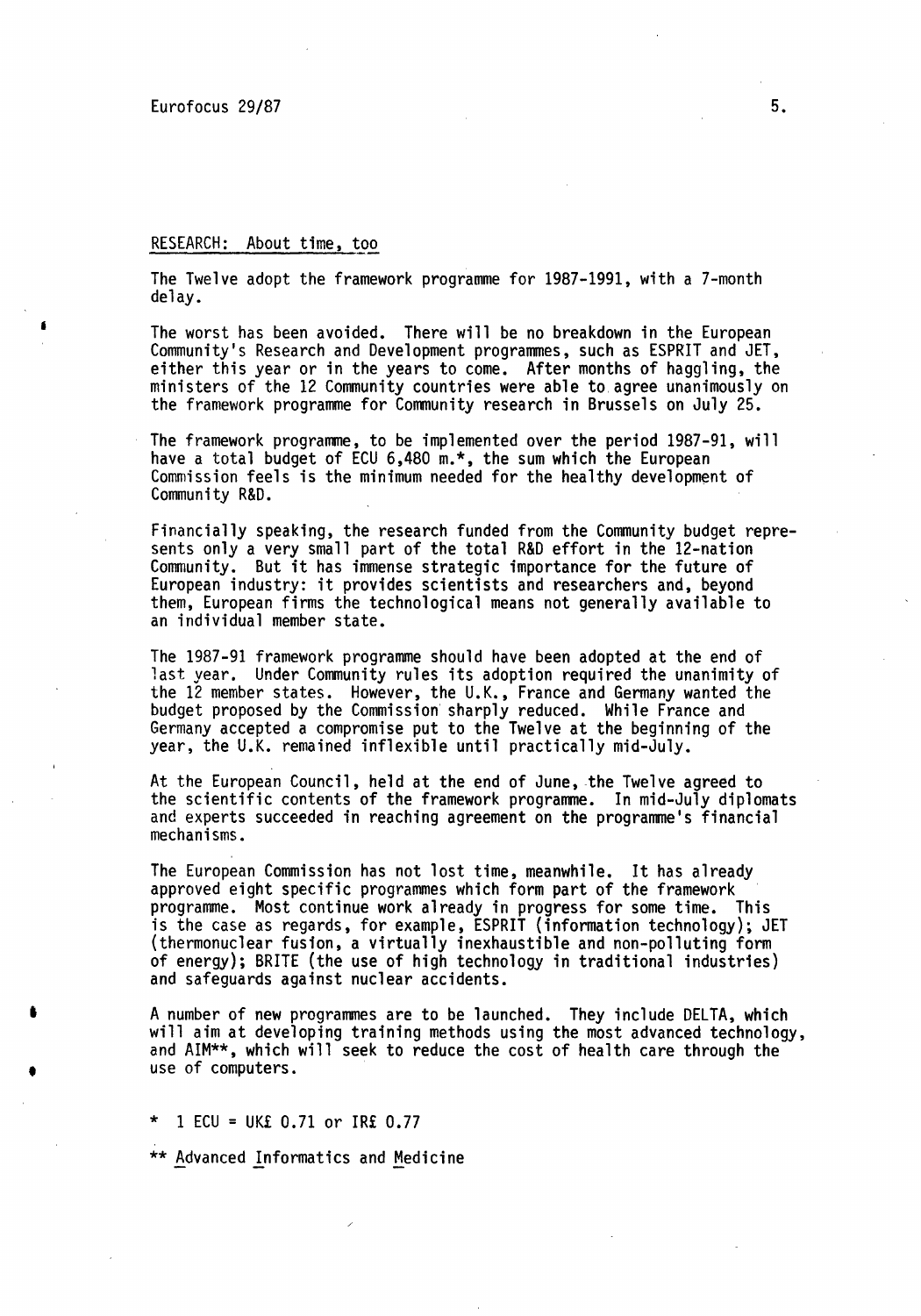## RESEARCH: About time, too

The Twelve adopt the framework programme for 1987-1991, with a 7-month delay.

The worst has been avoided. There will be no breakdown in the European Community's Research and Development programmes, such as ESPRIT and JET, either this year or in the years to come. After months of haggling, the ministers of the 12 Community countries were able to agree unanimously on the framework programme for Community research in Brussels on July 25.

The framework programme, to be implemented over the period 1987-91, will have a total budget of ECU 6,480 m.*, the sum which the European Commission feels is the minimum needed for the healthy development of Community R&D.

Financially speaking, the research funded from the Community budget represents only a very small part of the total R&D effort in the 12-nation Community. But it has immense strategic importance for the future of European industry: it provides scientists and researchers and, beyond them, European firms the technological means not generally available to an individual member state.

The 1987-91 framework programme should have been adopted at the end of last year. Under Community rules its adoption required the unanimity of the 12 member states. However, the U.K., France and Germany wanted the budget proposed by the Commission sharply reduced. While France and Germany accepted a compromise put to the Twelve at the beginning of the year, the U.K. remained inflexible until practically mid-July.

At the European Council, held at the end of June, the Twelve agreed to the scientific contents of the framework programme. In mid-July diplomats and experts succeeded in reaching agreement on the programme's financial mechanisms.

The European Commission has not lost time, meanwhile. It has already approved eight specific programmes which form part of the framework programme. Most continue work already in progress for some time. This is the case as regards, for example, ESPRIT (information technology); JET (thermonuclear fusion, a virtually inexhaustible and non-polluting form of energy); BRITE (the use of high technology in traditional industries) and safeguards against nuclear accidents.

A number of new programmes are to be launched. They include DELTA, which will aim at developing training methods using the most advanced technology, and AIM**, which will seek to reduce the cost of health care through the use of computers.

\* 1 ECU = UK£ 0.71 or IR£ 0.77

\*\* Advanced Informatics and Medicine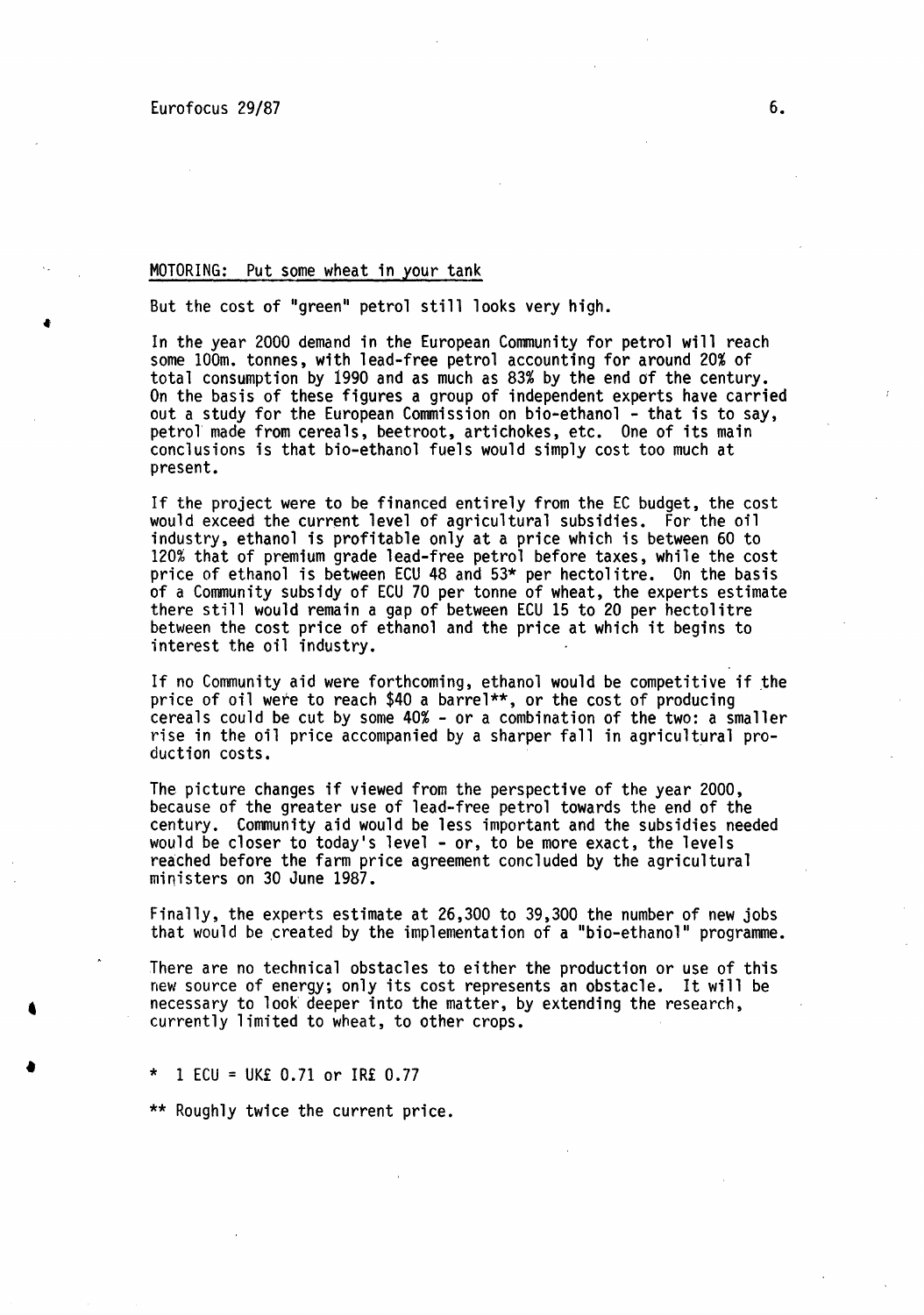## MOTORING: Put some wheat in your tank

But the cost of "green" petrol still looks very high.

In the year 2000 demand in the European Community for petrol will reach some 100m. tonnes, with lead-free petrol accounting for around 20% of total consumption by 1990 and as much as 83% by the end of the century. On the basis of these figures a group of independent experts have carried out a study for the European Commission on bio-ethanol - that is to say, petrol made from cereals, beetroot, artichokes, etc. One of its main conclusions is that bio-ethanol fuels would simply cost too much at present.

If the project were to be financed entirely from the EC budget, the cost would exceed the current level of agricultural subsidies. For the oil industry, ethanol is profitable only at a price which is between 60 to 120% that of premium grade lead-free petrol before taxes, while the cost price of ethanol is between ECU 48 and 53* per hectolitre. On the basis of a Community subsidy of ECU 70 per tonne of wheat, the experts estimate there still would remain a gap of between ECU 15 to 20 per hectolitre between the cost price of ethanol and the price at which it begins to interest the oil industry.

If no Community aid were forthcoming, ethanol would be competitive if the price of oil were to reach $40 a barrel**, or the cost of producing cereals could be cut by some 40% - or a combination of the two: a smaller rise in the oil price accompanied by a sharper fall in agricultural production costs.

The picture changes if viewed from the perspective of the year 2000, because of the greater use of lead-free petrol towards the end of the century. Community aid would be less important and the subsidies needed would be closer to today's level - or, to be more exact, the levels reached before the farm price agreement concluded by the agricultural ministers on 30 June 1987.

Finally, the experts estimate at 26,300 to 39,300 the number of new jobs that would be created by the implementation of a "bio-ethanol" programme.

There are no technical obstacles to either the production or use of this new source of energy; only its cost represents an obstacle. It will be necessary to look deeper into the matter, by extending the research, currently limited to wheat, to other crops.

\* 1 ECU = UK£ 0.71 or IR£ 0.77

\*\* Roughly twice the current price.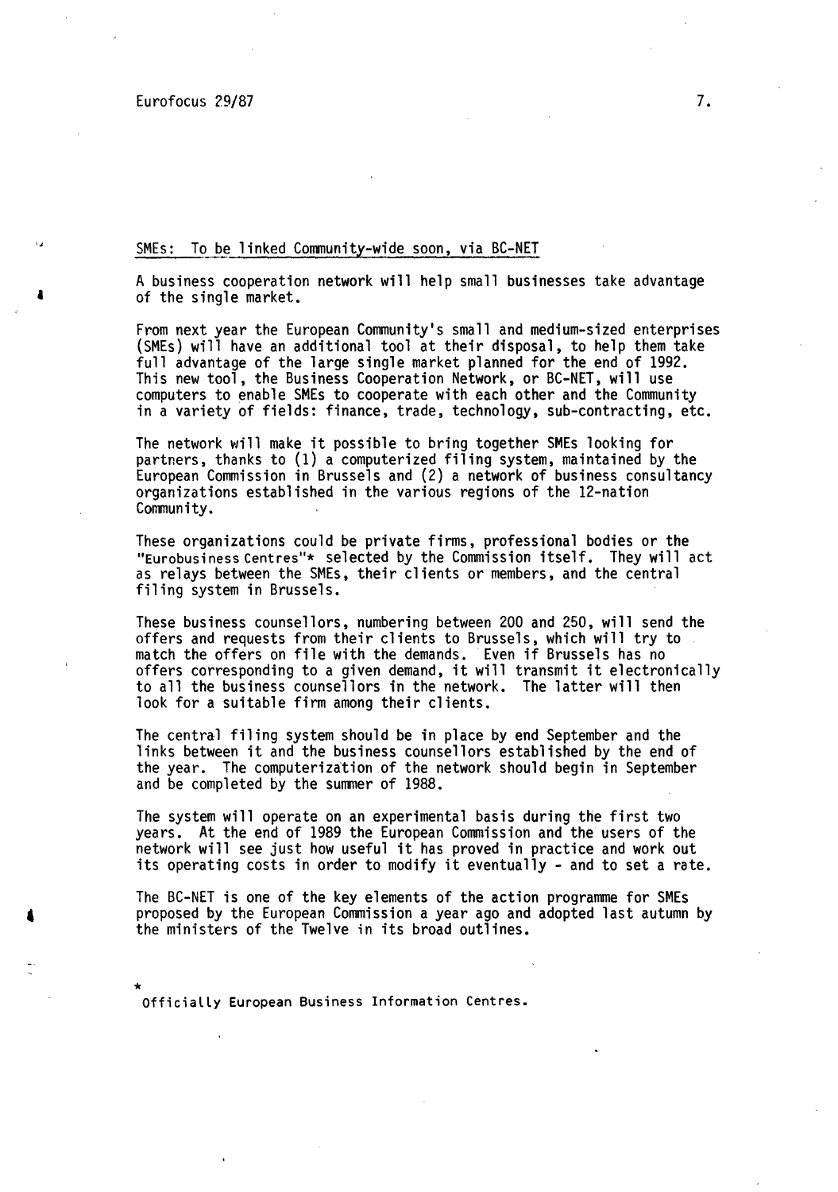## SMEs: To be linked Community-wide soon, via BC-NET

A business cooperation network will help small businesses take advantage of the single market.

From next year the European Community's small and medium-sized enterprises (SMEs) will have an additional tool at their disposal, to help them take full advantage of the large single market planned for the end of 1992. This new tool, the Business Cooperation Network, or BC-NET, will use computers to enable SMEs to cooperate with each other and the Community in a variety of fields: finance, trade, technology, sub-contracting, etc.

The network will make it possible to bring together SMEs looking for partners, thanks to (1) a computerized filing system, maintained by the European Commission in Brussels and (2) a network of business consultancy organizations established in the various regions of the 12-nation Community.

These organizations could be private firms, professional bodies or the "Eurobusiness Centres"* selected by the Commission itself. They will act as relays between the SMEs, their clients or members, and the central filing system in Brussels.

These business counsellors, numbering between 200 and 250, will send the offers and requests from their clients to Brussels, which will try to match the offers on file with the demands. Even if Brussels has no offers corresponding to a given demand, it will transmit it electronically to all the business counsellors in the network. The latter will then look for a suitable firm among their clients.

The central filing system should be in place by end September and the links between it and the business counsellors established by the end of the year. The computerization of the network should begin in September and be completed by the summer of 1988.

The system will operate on an experimental basis during the first two years. At the end of 1989 the European Commission and the users of the network will see just how useful it has proved in practice and work out its operating costs in order to modify it eventually - and to set a rate.

The BC-NET is one of the key elements of the action programme for SMEs proposed by the European Commission a year ago and adopted last autumn by the ministers of the Twelve in its broad outlines.

\* Officially European Business Information Centres.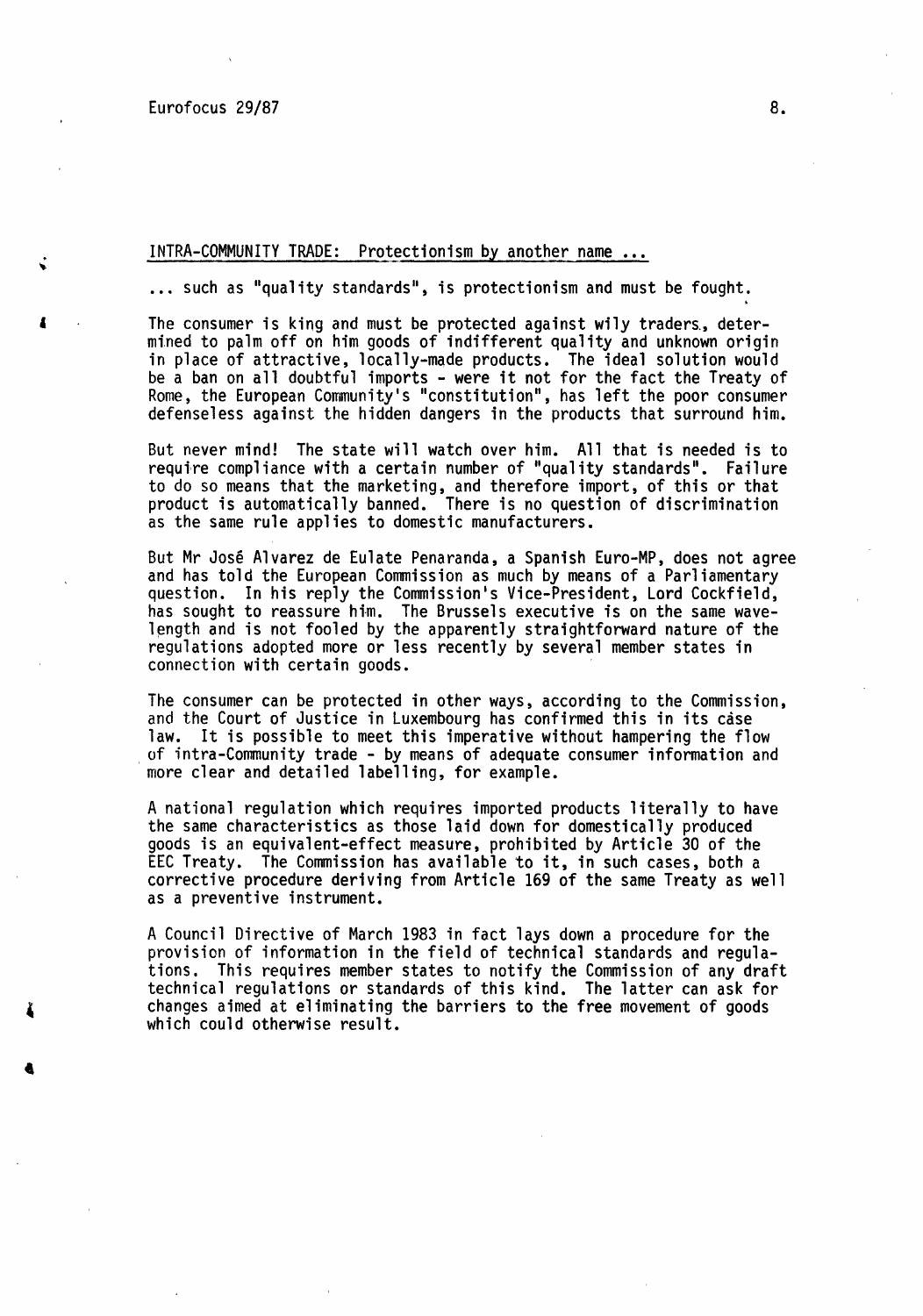## INTRA-COMMUNITY TRADE: Protectionism by another name ...

... such as "quality standards", is protectionism and must be fought.

The consumer is king and must be protected against wily traders, determined to palm off on him goods of indifferent quality and unknown origin in place of attractive, locally-made products. The ideal solution would be a ban on all doubtful imports - were it not for the fact the Treaty of Rome, the European Community's "constitution", has left the poor consumer defenseless against the hidden dangers in the products that surround him.

But never mind! The state will watch over him. All that is needed is to require compliance with a certain number of "quality standards". Failure to do so means that the marketing, and therefore import, of this or that product is automatically banned. There is no question of discrimination as the same rule applies to domestic manufacturers.

But Mr José Alvarez de Eulate Penaranda, a Spanish Euro-MP, does not agree and has told the European Commission as much by means of a Parliamentary question. In his reply the Commission's Vice-President, Lord Cockfield, has sought to reassure him. The Brussels executive is on the same wavelength and is not fooled by the apparently straightforward nature of the regulations adopted more or less recently by several member states in connection with certain goods.

The consumer can be protected in other ways, according to the Commission, and the Court of Justice in Luxembourg has confirmed this in its case law. It is possible to meet this imperative without hampering the flow of intra-Community trade - by means of adequate consumer information and more clear and detailed labelling, for example.

A national regulation which requires imported products literally to have the same characteristics as those laid down for domestically produced goods is an equivalent-effect measure, prohibited by Article 30 of the EEC Treaty. The Commission has available to it, in such cases, both a corrective procedure deriving from Article 169 of the same Treaty as well as a preventive instrument.

A Council Directive of March 1983 in fact lays down a procedure for the provision of information in the field of technical standards and regulations. This requires member states to notify the Commission of any draft technical regulations or standards of this kind. The latter can ask for changes aimed at eliminating the barriers to the free movement of goods which could otherwise result.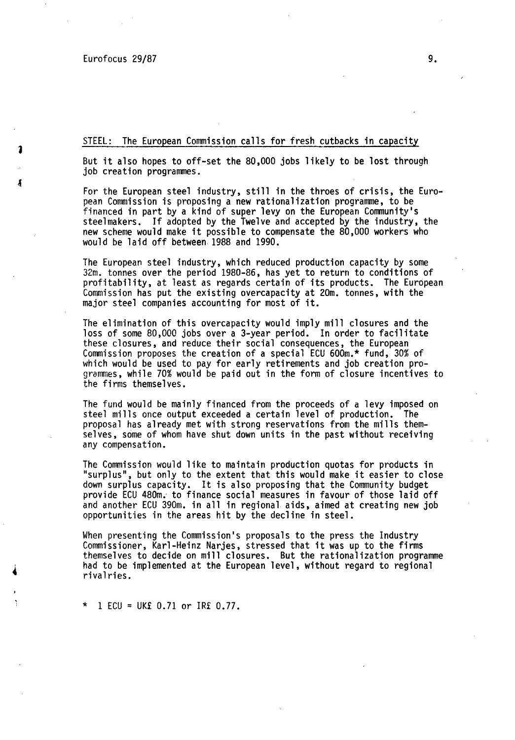## STEEL: The European Commission calls for fresh cutbacks in capacity

But it also hopes to off-set the 80,000 jobs likely to be lost through job creation programmes.

For the European steel industry, still in the throes of crisis, the European Commission is proposing a new rationalization programme, to be financed in part by a kind of super levy on the European Community's steelmakers. If adopted by the Twelve and accepted by the industry, the new scheme would make it possible to compensate the 80,000 workers who would be laid off between 1988 and 1990.

The European steel industry, which reduced production capacity by some 32m. tonnes over the period 1980-86, has yet to return to conditions of profitability, at least as regards certain of its products. The European Commission has put the existing overcapacity at 20m. tonnes, with the major steel companies accounting for most of it.

The elimination of this overcapacity would imply mill closures and the loss of some 80,000 jobs over a 3-year period. In order to facilitate these closures, and reduce their social consequences, the European Commission proposes the creation of a special ECU 600m.* fund, 30% of which would be used to pay for early retirements and job creation programmes, while 70% would be paid out in the form of closure incentives to the firms themselves.

The fund would be mainly financed from the proceeds of a levy imposed on steel mills once output exceeded a certain level of production. The proposal has already met with strong reservations from the mills themselves, some of whom have shut down units in the past without receiving any compensation.

The Commission would like to maintain production quotas for products in "surplus", but only to the extent that this would make it easier to close down surplus capacity. It is also proposing that the Community budget provide ECU 480m. to finance social measures in favour of those laid off and another ECU 390m. in all in regional aids, aimed at creating new job opportunities in the areas hit by the decline in steel.

When presenting the Commission's proposals to the press the Industry Commissioner, Karl-Heinz Narjes, stressed that it was up to the firms themselves to decide on mill closures. But the rationalization programme had to be implemented at the European level, without regard to regional rivalries.

\* 1 ECU = UK£ 0.71 or IR£ 0.77.